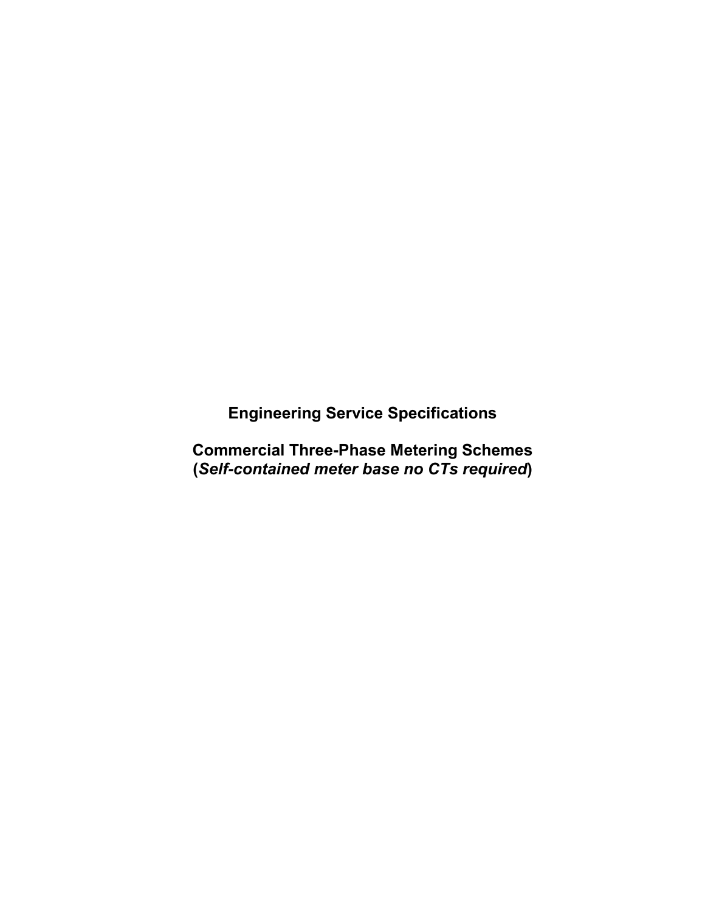# Engineering Service Specifications

## Commercial Three-Phase Metering Schemes
**(*Self-contained meter base no CTs required*)**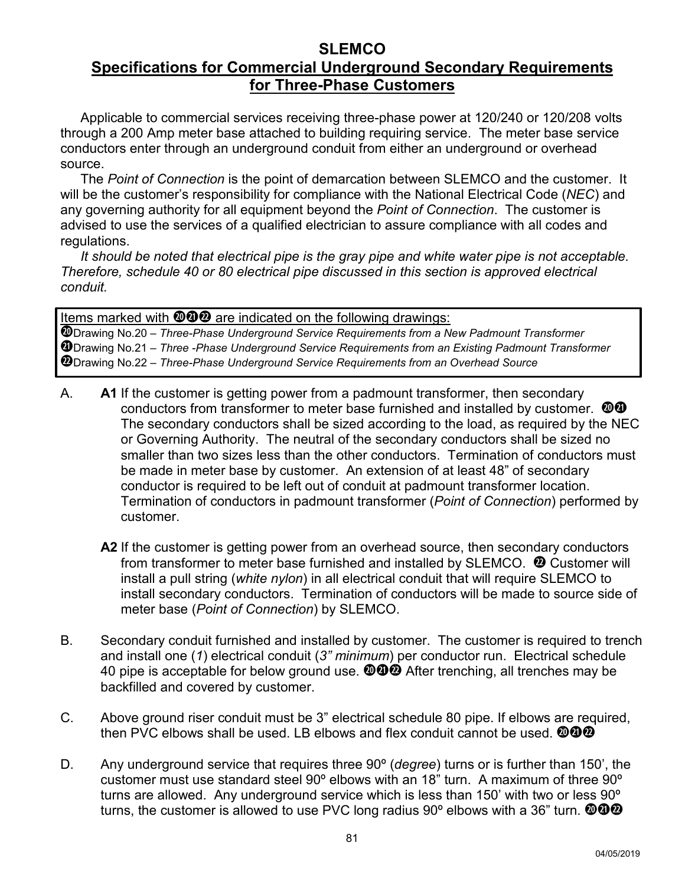# SLEMCO

## Specifications for Commercial Underground Secondary Requirements for Three-Phase Customers

Applicable to commercial services receiving three-phase power at 120/240 or 120/208 volts through a 200 Amp meter base attached to building requiring service. The meter base service conductors enter through an underground conduit from either an underground or overhead source.

The *Point of Connection* is the point of demarcation between SLEMCO and the customer. It will be the customer's responsibility for compliance with the National Electrical Code (*NEC*) and any governing authority for all equipment beyond the *Point of Connection*. The customer is advised to use the services of a qualified electrician to assure compliance with all codes and regulations.

*It should be noted that electrical pipe is the gray pipe and white water pipe is not acceptable. Therefore, schedule 40 or 80 electrical pipe discussed in this section is approved electrical conduit.*

Items marked with ⓴㉑㉒ are indicated on the following drawings:
⓴Drawing No.20 – *Three-Phase Underground Service Requirements from a New Padmount Transformer*
㉑Drawing No.21 – *Three -Phase Underground Service Requirements from an Existing Padmount Transformer*
㉒Drawing No.22 – *Three-Phase Underground Service Requirements from an Overhead Source*

A. **A1** If the customer is getting power from a padmount transformer, then secondary conductors from transformer to meter base furnished and installed by customer. ⓴㉑ The secondary conductors shall be sized according to the load, as required by the NEC or Governing Authority. The neutral of the secondary conductors shall be sized no smaller than two sizes less than the other conductors. Termination of conductors must be made in meter base by customer. An extension of at least 48" of secondary conductor is required to be left out of conduit at padmount transformer location. Termination of conductors in padmount transformer (*Point of Connection*) performed by customer.

**A2** If the customer is getting power from an overhead source, then secondary conductors from transformer to meter base furnished and installed by SLEMCO. ㉒ Customer will install a pull string (*white nylon*) in all electrical conduit that will require SLEMCO to install secondary conductors. Termination of conductors will be made to source side of meter base (*Point of Connection*) by SLEMCO.

B. Secondary conduit furnished and installed by customer. The customer is required to trench and install one (*1*) electrical conduit (*3" minimum*) per conductor run. Electrical schedule 40 pipe is acceptable for below ground use. ⓴㉑㉒ After trenching, all trenches may be backfilled and covered by customer.

C. Above ground riser conduit must be 3" electrical schedule 80 pipe. If elbows are required, then PVC elbows shall be used. LB elbows and flex conduit cannot be used. ⓴㉑㉒

D. Any underground service that requires three 90º (*degree*) turns or is further than 150', the customer must use standard steel 90º elbows with an 18" turn. A maximum of three 90º turns are allowed. Any underground service which is less than 150' with two or less 90º turns, the customer is allowed to use PVC long radius 90º elbows with a 36" turn. ⓴㉑㉒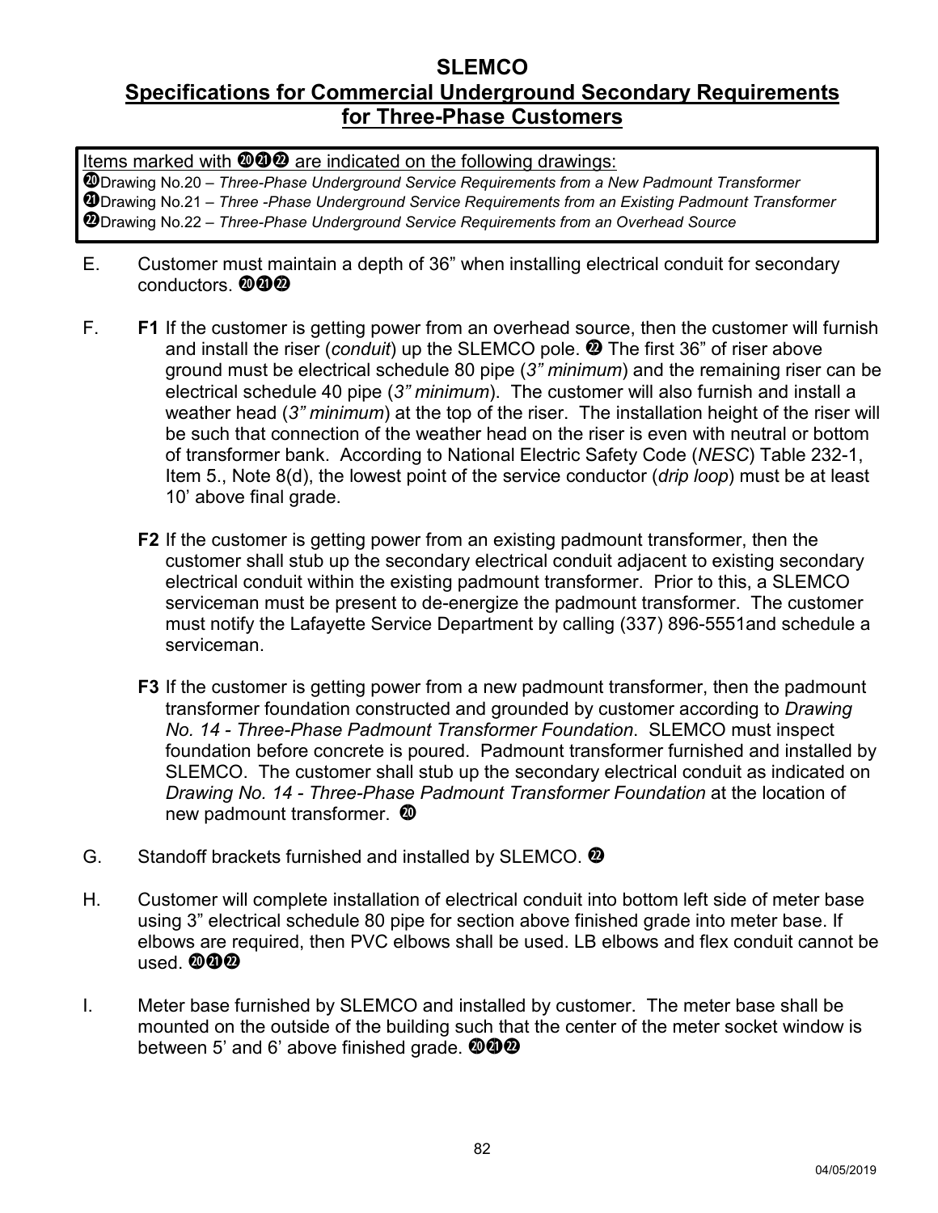# SLEMCO

## Specifications for Commercial Underground Secondary Requirements for Three-Phase Customers

Items marked with ⑳㉑㉒ are indicated on the following drawings:
⑳Drawing No.20 – *Three-Phase Underground Service Requirements from a New Padmount Transformer*
㉑Drawing No.21 – *Three -Phase Underground Service Requirements from an Existing Padmount Transformer*
㉒Drawing No.22 – *Three-Phase Underground Service Requirements from an Overhead Source*

E. Customer must maintain a depth of 36" when installing electrical conduit for secondary conductors. ⑳㉑㉒

F. **F1** If the customer is getting power from an overhead source, then the customer will furnish and install the riser (*conduit*) up the SLEMCO pole. ㉒ The first 36" of riser above ground must be electrical schedule 80 pipe (*3" minimum*) and the remaining riser can be electrical schedule 40 pipe (*3" minimum*). The customer will also furnish and install a weather head (*3" minimum*) at the top of the riser. The installation height of the riser will be such that connection of the weather head on the riser is even with neutral or bottom of transformer bank. According to National Electric Safety Code (*NESC*) Table 232-1, Item 5., Note 8(d), the lowest point of the service conductor (*drip loop*) must be at least 10' above final grade.

   **F2** If the customer is getting power from an existing padmount transformer, then the customer shall stub up the secondary electrical conduit adjacent to existing secondary electrical conduit within the existing padmount transformer. Prior to this, a SLEMCO serviceman must be present to de-energize the padmount transformer. The customer must notify the Lafayette Service Department by calling (337) 896-5551and schedule a serviceman.

   **F3** If the customer is getting power from a new padmount transformer, then the padmount transformer foundation constructed and grounded by customer according to *Drawing No. 14 - Three-Phase Padmount Transformer Foundation*. SLEMCO must inspect foundation before concrete is poured. Padmount transformer furnished and installed by SLEMCO. The customer shall stub up the secondary electrical conduit as indicated on *Drawing No. 14 - Three-Phase Padmount Transformer Foundation* at the location of new padmount transformer. ⑳

G. Standoff brackets furnished and installed by SLEMCO. ㉒

H. Customer will complete installation of electrical conduit into bottom left side of meter base using 3" electrical schedule 80 pipe for section above finished grade into meter base. If elbows are required, then PVC elbows shall be used. LB elbows and flex conduit cannot be used. ⑳㉑㉒

I. Meter base furnished by SLEMCO and installed by customer. The meter base shall be mounted on the outside of the building such that the center of the meter socket window is between 5' and 6' above finished grade. ⑳㉑㉒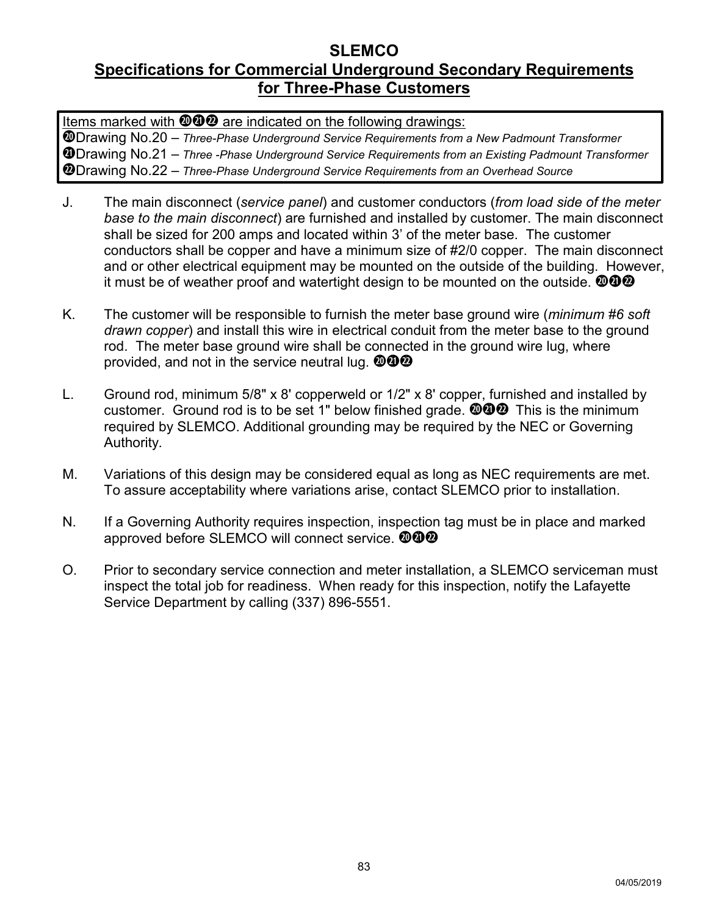# SLEMCO

## Specifications for Commercial Underground Secondary Requirements for Three-Phase Customers

Items marked with ⓴㉑㉒ are indicated on the following drawings:
⓴Drawing No.20 – *Three-Phase Underground Service Requirements from a New Padmount Transformer*
㉑Drawing No.21 – *Three -Phase Underground Service Requirements from an Existing Padmount Transformer*
㉒Drawing No.22 – *Three-Phase Underground Service Requirements from an Overhead Source*

J. The main disconnect (*service panel*) and customer conductors (*from load side of the meter base to the main disconnect*) are furnished and installed by customer. The main disconnect shall be sized for 200 amps and located within 3' of the meter base. The customer conductors shall be copper and have a minimum size of #2/0 copper. The main disconnect and or other electrical equipment may be mounted on the outside of the building. However, it must be of weather proof and watertight design to be mounted on the outside. ⓴㉑㉒

K. The customer will be responsible to furnish the meter base ground wire (*minimum #6 soft drawn copper*) and install this wire in electrical conduit from the meter base to the ground rod. The meter base ground wire shall be connected in the ground wire lug, where provided, and not in the service neutral lug. ⓴㉑㉒

L. Ground rod, minimum 5/8" x 8' copperweld or 1/2" x 8' copper, furnished and installed by customer. Ground rod is to be set 1" below finished grade. ⓴㉑㉒ This is the minimum required by SLEMCO. Additional grounding may be required by the NEC or Governing Authority.

M. Variations of this design may be considered equal as long as NEC requirements are met. To assure acceptability where variations arise, contact SLEMCO prior to installation.

N. If a Governing Authority requires inspection, inspection tag must be in place and marked approved before SLEMCO will connect service. ⓴㉑㉒

O. Prior to secondary service connection and meter installation, a SLEMCO serviceman must inspect the total job for readiness. When ready for this inspection, notify the Lafayette Service Department by calling (337) 896-5551.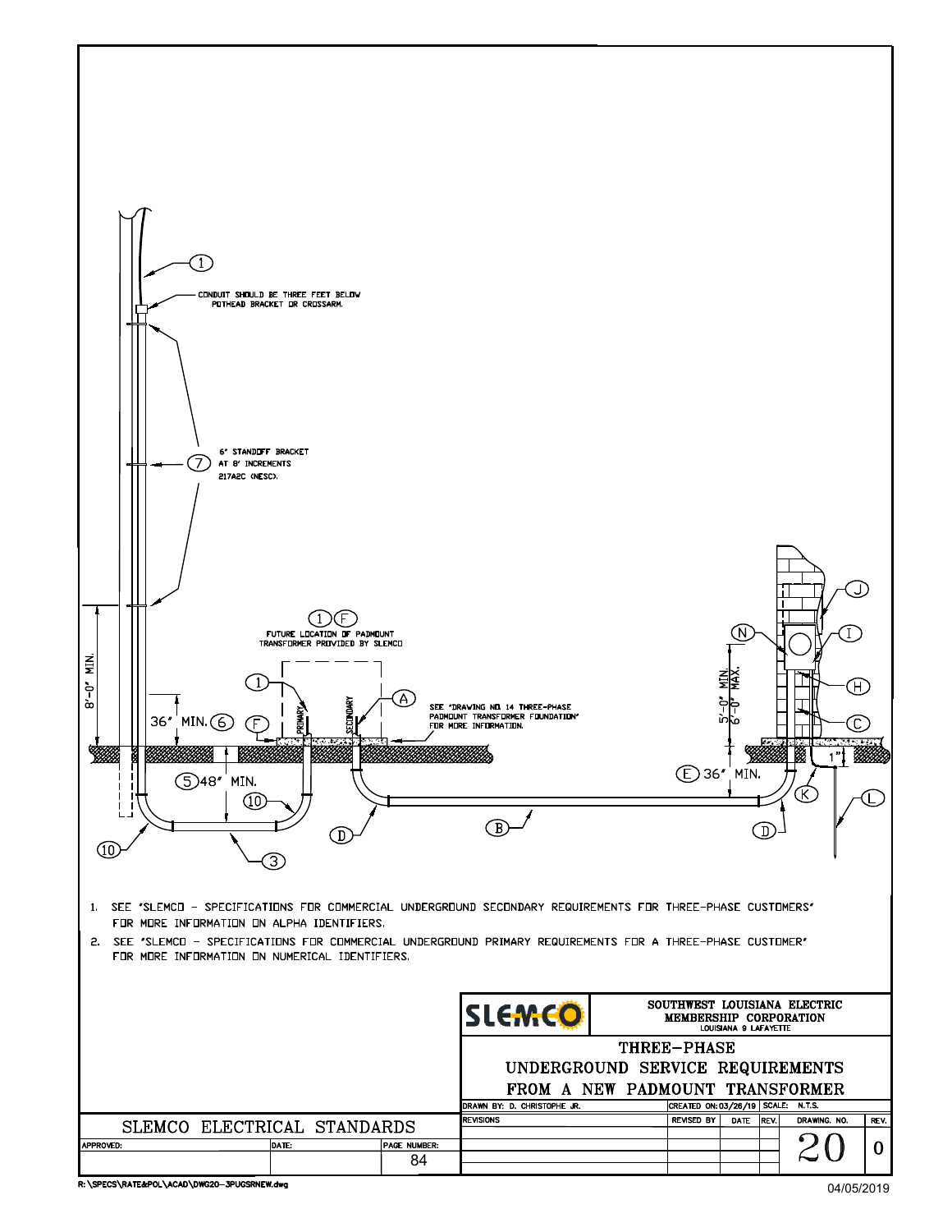CONDUIT SHOULD BE THREE FEET BELOW POTHEAD BRACKET OR CROSSARM.

6" STANDOFF BRACKET (7) AT 8' INCREMENTS 217A2C (NESC).

(1) (F) FUTURE LOCATION OF PADMOUNT TRANSFORMER PROVIDED BY SLEMCO

8'-0" MIN.

36" MIN. (6)

PRIMARY

SECONDARY

SEE "DRAWING NO. 14 THREE-PHASE PADMOUNT TRANSFORMER FOUNDATION" FOR MORE INFORMATION.

5'-0" MIN. 6'-0" MAX.

(5) 48" MIN.

(E) 36" MIN.

1"

1. SEE "SLEMCO - SPECIFICATIONS FOR COMMERCIAL UNDERGROUND SECONDARY REQUIREMENTS FOR THREE-PHASE CUSTOMERS" FOR MORE INFORMATION ON ALPHA IDENTIFIERS.
2. SEE "SLEMCO - SPECIFICATIONS FOR COMMERCIAL UNDERGROUND PRIMARY REQUIREMENTS FOR A THREE-PHASE CUSTOMER" FOR MORE INFORMATION ON NUMERICAL IDENTIFIERS.

SLEMCO

SOUTHWEST LOUISIANA ELECTRIC MEMBERSHIP CORPORATION
LOUISIANA 9 LAFAYETTE

# THREE-PHASE UNDERGROUND SERVICE REQUIREMENTS FROM A NEW PADMOUNT TRANSFORMER

| DRAWN BY: D. CHRISTOPHE JR. | CREATED ON: 03/26/19 | SCALE: N.T.S. |
|---|---|---|

| REVISIONS | REVISED BY | DATE | REV. | DRAWING NO. | REV. |
|---|---|---|---|---|---|
| | | | | 20 | 0 |

SLEMCO ELECTRICAL STANDARDS

| APPROVED: | DATE: | PAGE NUMBER: |
|---|---|---|
| | | 84 |

R:\SPECS\RATE&POL\ACAD\DWG20-3PUGSRNEW.dwg

04/05/2019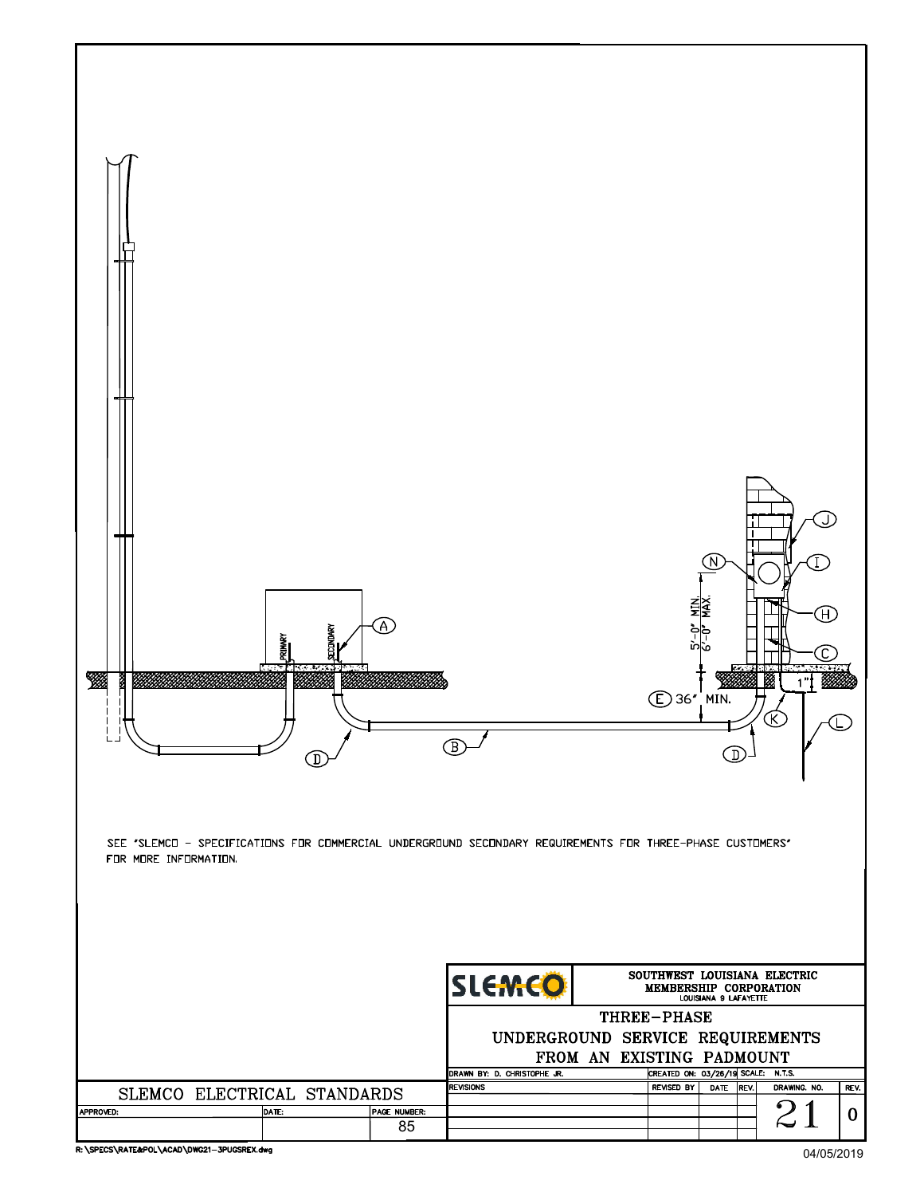PRIMARY

SECONDARY

(A)

(B)

(C)

(D)

(D)

(E) 36" MIN.

(H)

(I)

(J)

(K)

(L)

(N)

5'-0" MIN.
6'-0" MAX.

1"

SEE "SLEMCO – SPECIFICATIONS FOR COMMERCIAL UNDERGROUND SECONDARY REQUIREMENTS FOR THREE-PHASE CUSTOMERS" FOR MORE INFORMATION.

**SLEMCO**

**SOUTHWEST LOUISIANA ELECTRIC MEMBERSHIP CORPORATION**
LOUISIANA 9 LAFAYETTE

# THREE-PHASE UNDERGROUND SERVICE REQUIREMENTS FROM AN EXISTING PADMOUNT

| DRAWN BY: D. CHRISTOPHE JR. | CREATED ON: 03/26/19 | SCALE: N.T.S. | | | |
|---|---|---|---|---|---|
| REVISIONS | REVISED BY | DATE | REV. | DRAWING. NO. | REV. |
| | | | | 21 | 0 |

SLEMCO ELECTRICAL STANDARDS

| APPROVED: | DATE: | PAGE NUMBER: |
|---|---|---|
| | | 85 |

R:\SPECS\RATE&POL\ACAD\DWG21-3PUGSREX.dwg

04/05/2019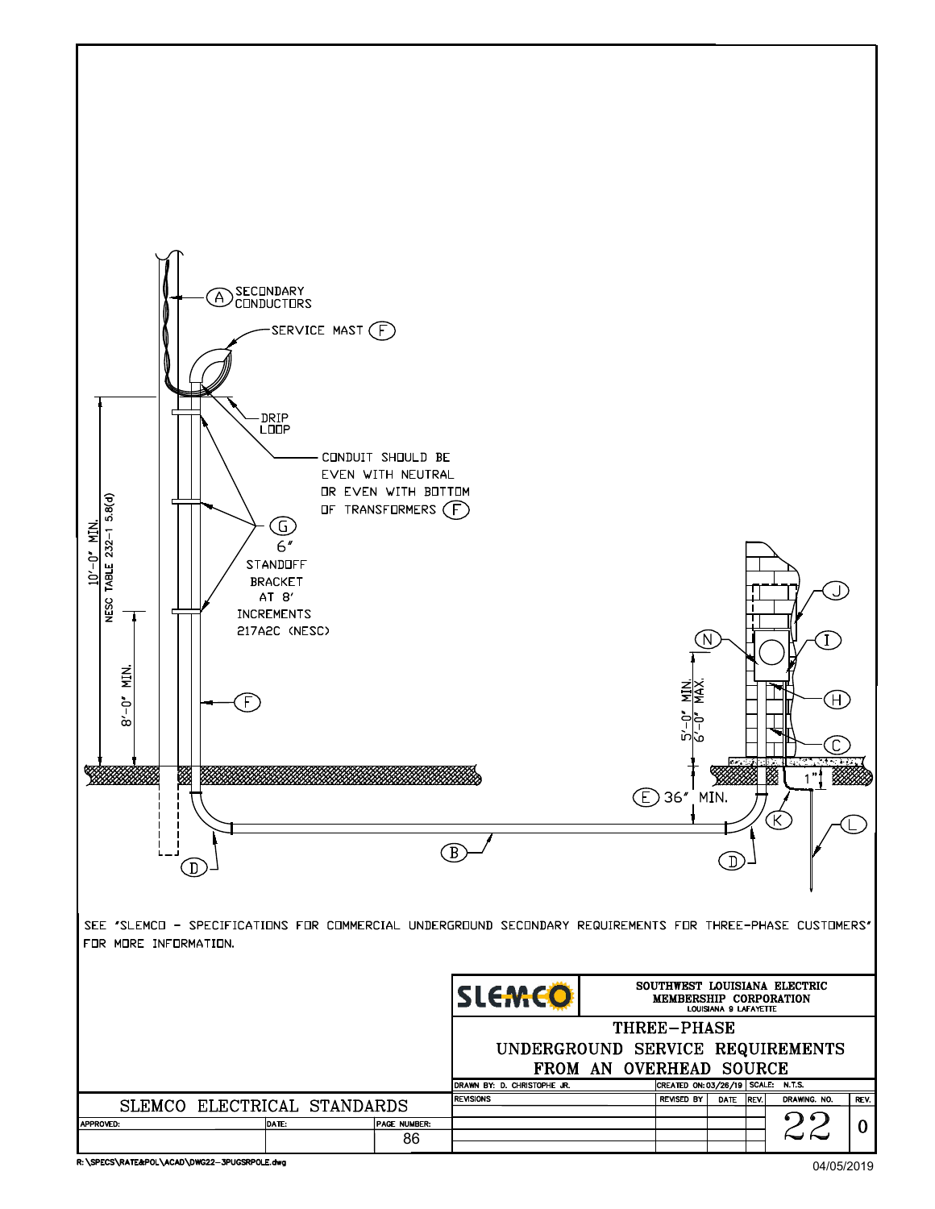SECONDARY CONDUCTORS (A)

SERVICE MAST (F)

DRIP LOOP

CONDUIT SHOULD BE EVEN WITH NEUTRAL OR EVEN WITH BOTTOM OF TRANSFORMERS (F)

(G) 6" STANDOFF BRACKET AT 8' INCREMENTS 217A2C (NESC)

10'-0" MIN. NESC TABLE 232-1 5.8(d)

8'-0" MIN.

(F)

(J)

(I)

(N)

(H)

5'-0" MIN. 6'-0" MAX.

(C)

1"

(E) 36" MIN.

(K)

(L)

(B)

(D)

(D)

SEE "SLEMCO - SPECIFICATIONS FOR COMMERCIAL UNDERGROUND SECONDARY REQUIREMENTS FOR THREE-PHASE CUSTOMERS" FOR MORE INFORMATION.

| SLEMCO | SOUTHWEST LOUISIANA ELECTRIC MEMBERSHIP CORPORATION LOUISIANA 9 LAFAYETTE | | | | | |
|---|---|---|---|---|---|---|
| THREE-PHASE UNDERGROUND SERVICE REQUIREMENTS FROM AN OVERHEAD SOURCE | | | | | | |
| DRAWN BY: D. CHRISTOPHE JR. | CREATED ON: 03/26/19 | SCALE: N.T.S. | | | | |
| REVISIONS | REVISED BY | DATE | REV. | DRAWING. NO. | REV. | |
| | | | | 22 | 0 | |

| SLEMCO ELECTRICAL STANDARDS | | |
|---|---|---|
| APPROVED: | DATE: | PAGE NUMBER: 86 |

R:\SPECS\RATE&POL\ACAD\DWG22-3PUGSRPOLE.dwg

04/05/2019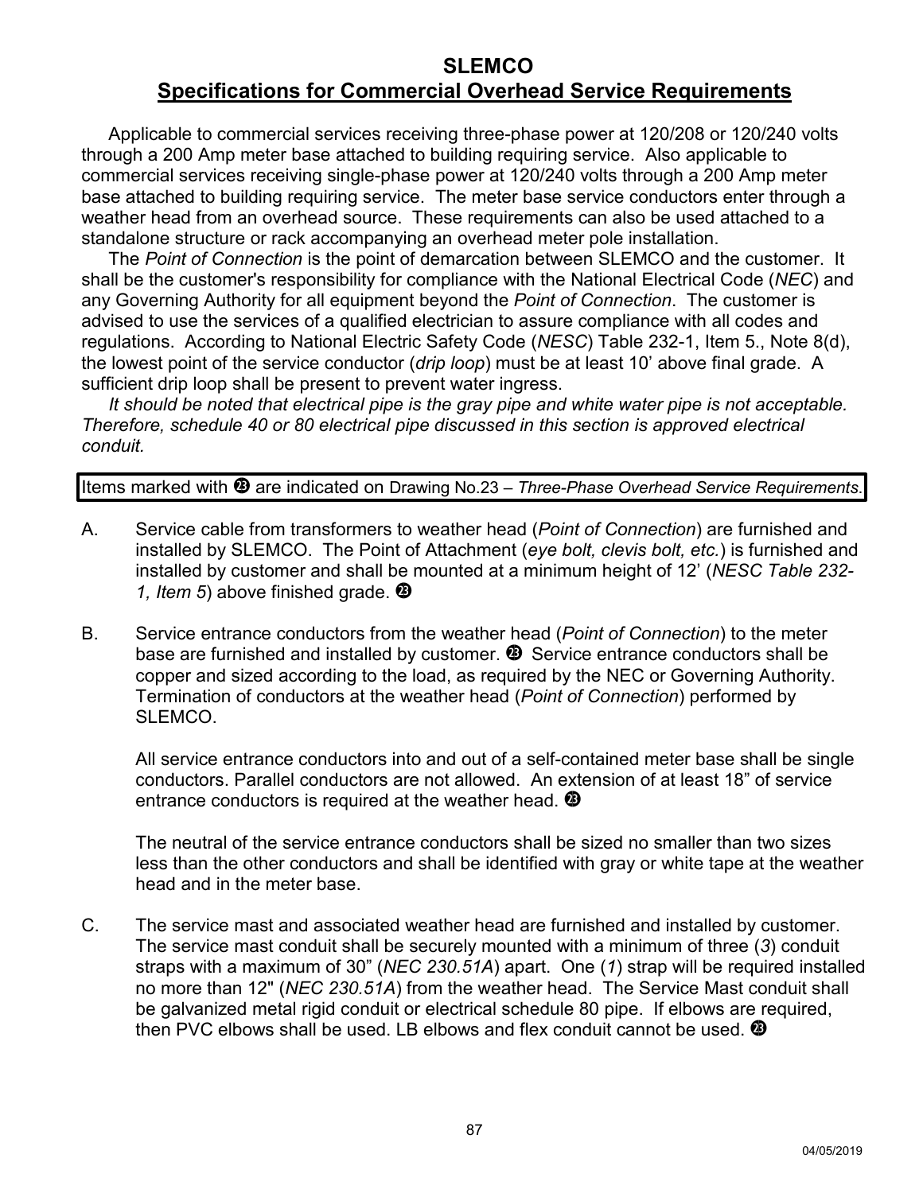# SLEMCO

## Specifications for Commercial Overhead Service Requirements

Applicable to commercial services receiving three-phase power at 120/208 or 120/240 volts through a 200 Amp meter base attached to building requiring service. Also applicable to commercial services receiving single-phase power at 120/240 volts through a 200 Amp meter base attached to building requiring service. The meter base service conductors enter through a weather head from an overhead source. These requirements can also be used attached to a standalone structure or rack accompanying an overhead meter pole installation.

The *Point of Connection* is the point of demarcation between SLEMCO and the customer. It shall be the customer's responsibility for compliance with the National Electrical Code (*NEC*) and any Governing Authority for all equipment beyond the *Point of Connection*. The customer is advised to use the services of a qualified electrician to assure compliance with all codes and regulations. According to National Electric Safety Code (*NESC*) Table 232-1, Item 5., Note 8(d), the lowest point of the service conductor (*drip loop*) must be at least 10' above final grade. A sufficient drip loop shall be present to prevent water ingress.

*It should be noted that electrical pipe is the gray pipe and white water pipe is not acceptable. Therefore, schedule 40 or 80 electrical pipe discussed in this section is approved electrical conduit.*

Items marked with ㉓ are indicated on Drawing No.23 – *Three-Phase Overhead Service Requirements*.

A. Service cable from transformers to weather head (*Point of Connection*) are furnished and installed by SLEMCO. The Point of Attachment (*eye bolt, clevis bolt, etc.*) is furnished and installed by customer and shall be mounted at a minimum height of 12' (*NESC Table 232-1, Item 5*) above finished grade. ㉓

B. Service entrance conductors from the weather head (*Point of Connection*) to the meter base are furnished and installed by customer. ㉓ Service entrance conductors shall be copper and sized according to the load, as required by the NEC or Governing Authority. Termination of conductors at the weather head (*Point of Connection*) performed by SLEMCO.

   All service entrance conductors into and out of a self-contained meter base shall be single conductors. Parallel conductors are not allowed. An extension of at least 18" of service entrance conductors is required at the weather head. ㉓

   The neutral of the service entrance conductors shall be sized no smaller than two sizes less than the other conductors and shall be identified with gray or white tape at the weather head and in the meter base.

C. The service mast and associated weather head are furnished and installed by customer. The service mast conduit shall be securely mounted with a minimum of three (*3*) conduit straps with a maximum of 30" (*NEC 230.51A*) apart. One (*1*) strap will be required installed no more than 12" (*NEC 230.51A*) from the weather head. The Service Mast conduit shall be galvanized metal rigid conduit or electrical schedule 80 pipe. If elbows are required, then PVC elbows shall be used. LB elbows and flex conduit cannot be used. ㉓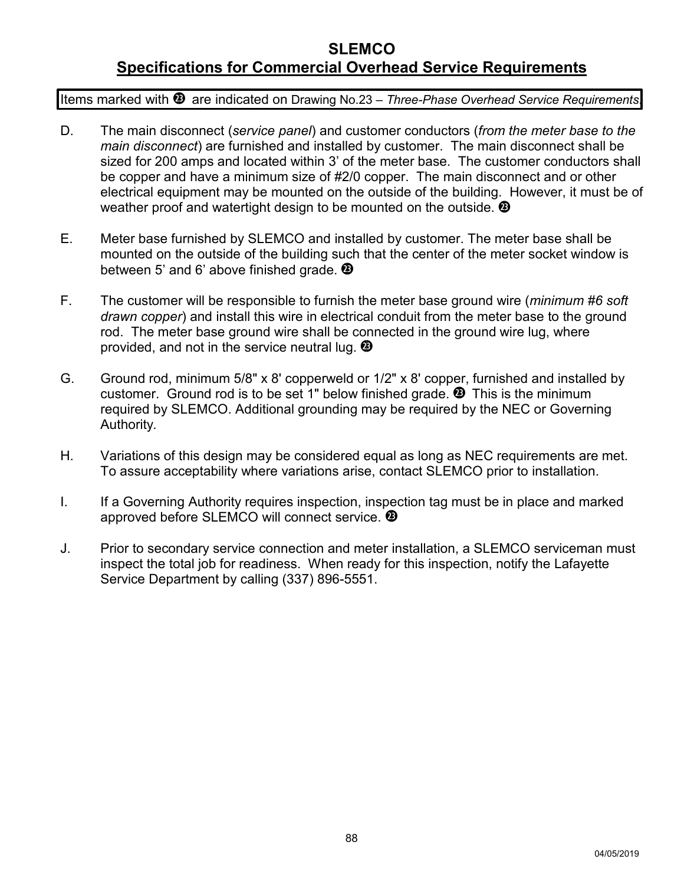# SLEMCO
## Specifications for Commercial Overhead Service Requirements

Items marked with ㉓ are indicated on Drawing No.23 – *Three-Phase Overhead Service Requirements.*

D. The main disconnect (*service panel*) and customer conductors (*from the meter base to the main disconnect*) are furnished and installed by customer. The main disconnect shall be sized for 200 amps and located within 3' of the meter base. The customer conductors shall be copper and have a minimum size of #2/0 copper. The main disconnect and or other electrical equipment may be mounted on the outside of the building. However, it must be of weather proof and watertight design to be mounted on the outside. ㉓

E. Meter base furnished by SLEMCO and installed by customer. The meter base shall be mounted on the outside of the building such that the center of the meter socket window is between 5' and 6' above finished grade. ㉓

F. The customer will be responsible to furnish the meter base ground wire (*minimum #6 soft drawn copper*) and install this wire in electrical conduit from the meter base to the ground rod. The meter base ground wire shall be connected in the ground wire lug, where provided, and not in the service neutral lug. ㉓

G. Ground rod, minimum 5/8" x 8' copperweld or 1/2" x 8' copper, furnished and installed by customer. Ground rod is to be set 1" below finished grade. ㉓ This is the minimum required by SLEMCO. Additional grounding may be required by the NEC or Governing Authority.

H. Variations of this design may be considered equal as long as NEC requirements are met. To assure acceptability where variations arise, contact SLEMCO prior to installation.

I. If a Governing Authority requires inspection, inspection tag must be in place and marked approved before SLEMCO will connect service. ㉓

J. Prior to secondary service connection and meter installation, a SLEMCO serviceman must inspect the total job for readiness. When ready for this inspection, notify the Lafayette Service Department by calling (337) 896-5551.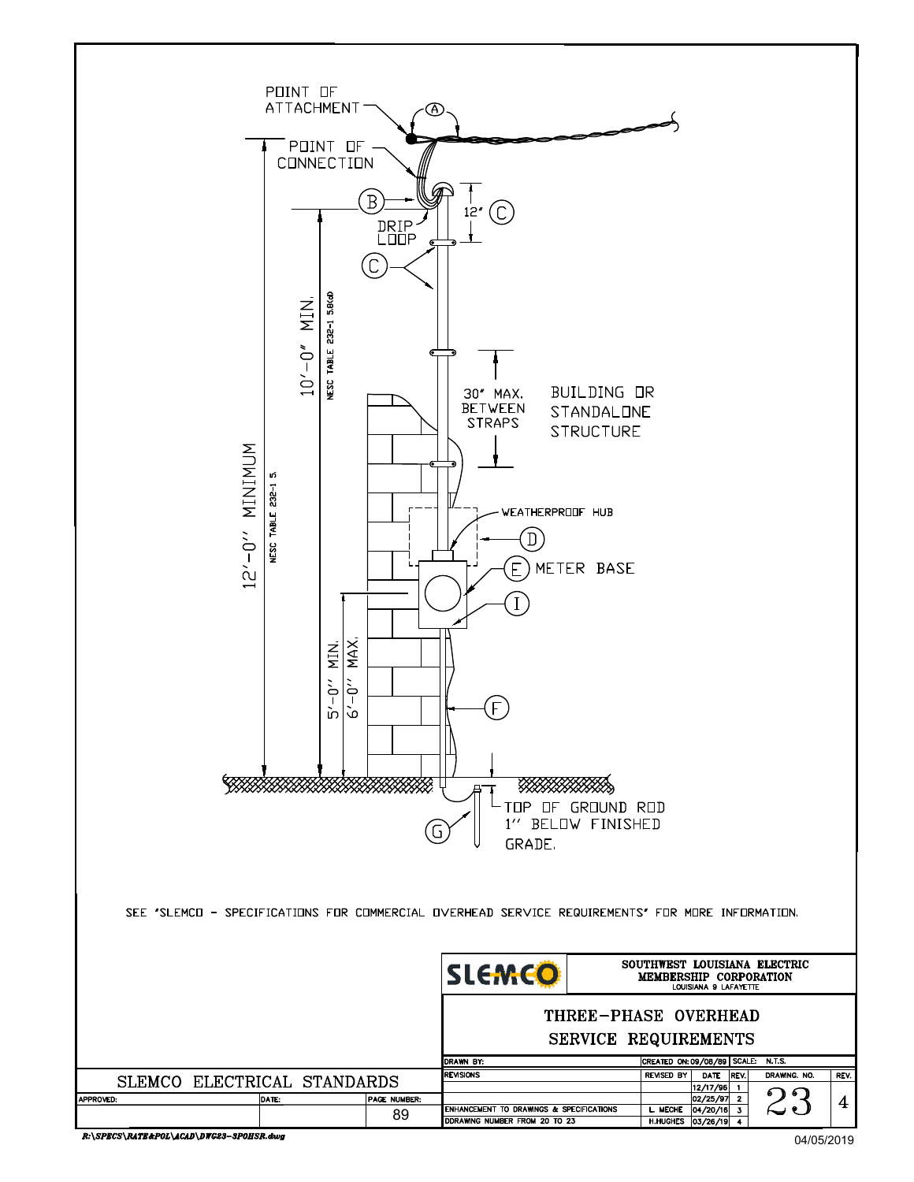POINT OF ATTACHMENT

POINT OF CONNECTION

A

B

C

12"

DRIP LOOP

10'-0" MIN.
NESC TABLE 232-1 5.8(d)

12'-0'' MINIMUM
NESC TABLE 232-1 5.

30" MAX. BETWEEN STRAPS

BUILDING OR STANDALONE STRUCTURE

WEATHERPROOF HUB

D

E METER BASE

I

5'-0'' MIN. 6'-0'' MAX.

F

G

TOP OF GROUND ROD 1'' BELOW FINISHED GRADE.

SEE "SLEMCO - SPECIFICATIONS FOR COMMERCIAL OVERHEAD SERVICE REQUIREMENTS" FOR MORE INFORMATION.

SLEMCO

SOUTHWEST LOUISIANA ELECTRIC MEMBERSHIP CORPORATION
LOUISIANA 9 LAFAYETTE

# THREE-PHASE OVERHEAD SERVICE REQUIREMENTS

SLEMCO ELECTRICAL STANDARDS

| APPROVED: | DATE: | PAGE NUMBER: |
|---|---|---|
| | | 89 |

| DRAWN BY: | CREATED ON: 09/08/89 | | | SCALE: N.T.S. | |
|---|---|---|---|---|---|
| REVISIONS | REVISED BY | DATE | REV. | DRAWING. NO. | REV. |
| | | 12/17/96 | 1 | 23 | 4 |
| | | 02/25/97 | 2 | | |
| ENHANCEMENT TO DRAWINGS & SPECIFICATIONS | L. MECHE | 04/20/16 | 3 | | |
| DDRAWING NUMBER FROM 20 TO 23 | H.HUGHES | 03/26/19 | 4 | | |

R:\SPECS\RATE&POL\ACAD\DWG23-3POHSR.dwg

04/05/2019